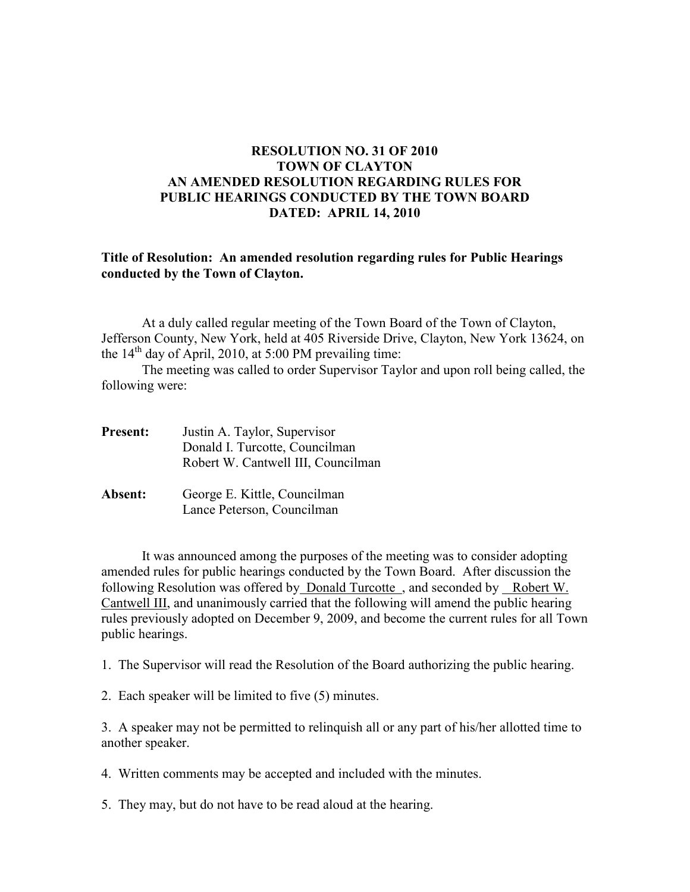**RESOLUTION NO. 31 OF 2010**
**TOWN OF CLAYTON**
**AN AMENDED RESOLUTION REGARDING RULES FOR PUBLIC HEARINGS CONDUCTED BY THE TOWN BOARD**
**DATED: APRIL 14, 2010**

**Title of Resolution: An amended resolution regarding rules for Public Hearings conducted by the Town of Clayton.**

At a duly called regular meeting of the Town Board of the Town of Clayton, Jefferson County, New York, held at 405 Riverside Drive, Clayton, New York 13624, on the 14th day of April, 2010, at 5:00 PM prevailing time:

The meeting was called to order Supervisor Taylor and upon roll being called, the following were:

**Present:** Justin A. Taylor, Supervisor
Donald I. Turcotte, Councilman
Robert W. Cantwell III, Councilman

**Absent:** George E. Kittle, Councilman
Lance Peterson, Councilman

It was announced among the purposes of the meeting was to consider adopting amended rules for public hearings conducted by the Town Board. After discussion the following Resolution was offered by Donald Turcotte, and seconded by Robert W. Cantwell III, and unanimously carried that the following will amend the public hearing rules previously adopted on December 9, 2009, and become the current rules for all Town public hearings.

1. The Supervisor will read the Resolution of the Board authorizing the public hearing.

2. Each speaker will be limited to five (5) minutes.

3. A speaker may not be permitted to relinquish all or any part of his/her allotted time to another speaker.

4. Written comments may be accepted and included with the minutes.

5. They may, but do not have to be read aloud at the hearing.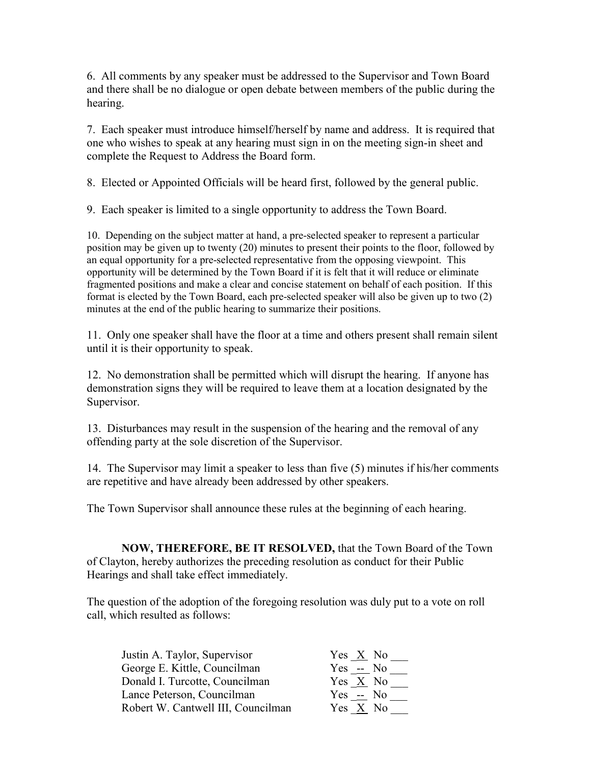6. All comments by any speaker must be addressed to the Supervisor and Town Board and there shall be no dialogue or open debate between members of the public during the hearing.

7. Each speaker must introduce himself/herself by name and address. It is required that one who wishes to speak at any hearing must sign in on the meeting sign-in sheet and complete the Request to Address the Board form.

8. Elected or Appointed Officials will be heard first, followed by the general public.

9. Each speaker is limited to a single opportunity to address the Town Board.

10. Depending on the subject matter at hand, a pre-selected speaker to represent a particular position may be given up to twenty (20) minutes to present their points to the floor, followed by an equal opportunity for a pre-selected representative from the opposing viewpoint. This opportunity will be determined by the Town Board if it is felt that it will reduce or eliminate fragmented positions and make a clear and concise statement on behalf of each position. If this format is elected by the Town Board, each pre-selected speaker will also be given up to two (2) minutes at the end of the public hearing to summarize their positions.

11. Only one speaker shall have the floor at a time and others present shall remain silent until it is their opportunity to speak.

12. No demonstration shall be permitted which will disrupt the hearing. If anyone has demonstration signs they will be required to leave them at a location designated by the Supervisor.

13. Disturbances may result in the suspension of the hearing and the removal of any offending party at the sole discretion of the Supervisor.

14. The Supervisor may limit a speaker to less than five (5) minutes if his/her comments are repetitive and have already been addressed by other speakers.

The Town Supervisor shall announce these rules at the beginning of each hearing.

**NOW, THEREFORE, BE IT RESOLVED,** that the Town Board of the Town of Clayton, hereby authorizes the preceding resolution as conduct for their Public Hearings and shall take effect immediately.

The question of the adoption of the foregoing resolution was duly put to a vote on roll call, which resulted as follows:

| | |
|---|---|
| Justin A. Taylor, Supervisor | Yes X No ___ |
| George E. Kittle, Councilman | Yes -- No ___ |
| Donald I. Turcotte, Councilman | Yes X No ___ |
| Lance Peterson, Councilman | Yes -- No ___ |
| Robert W. Cantwell III, Councilman | Yes X No ___ |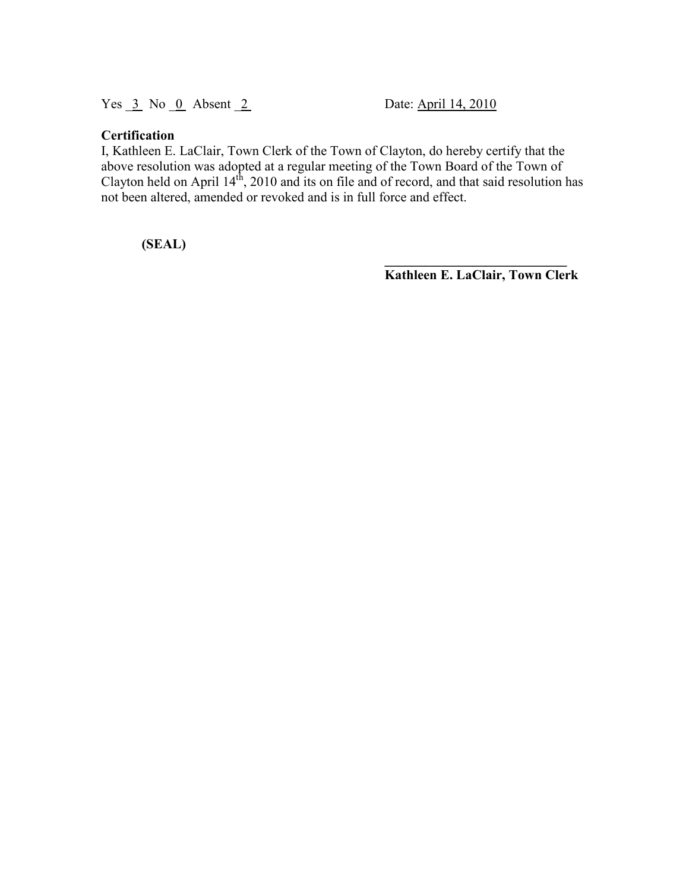Yes 3 No 0 Absent 2 Date: April 14, 2010

**Certification**

I, Kathleen E. LaClair, Town Clerk of the Town of Clayton, do hereby certify that the above resolution was adopted at a regular meeting of the Town Board of the Town of Clayton held on April 14th, 2010 and its on file and of record, and that said resolution has not been altered, amended or revoked and is in full force and effect.

**(SEAL)**

______________________________

**Kathleen E. LaClair, Town Clerk**